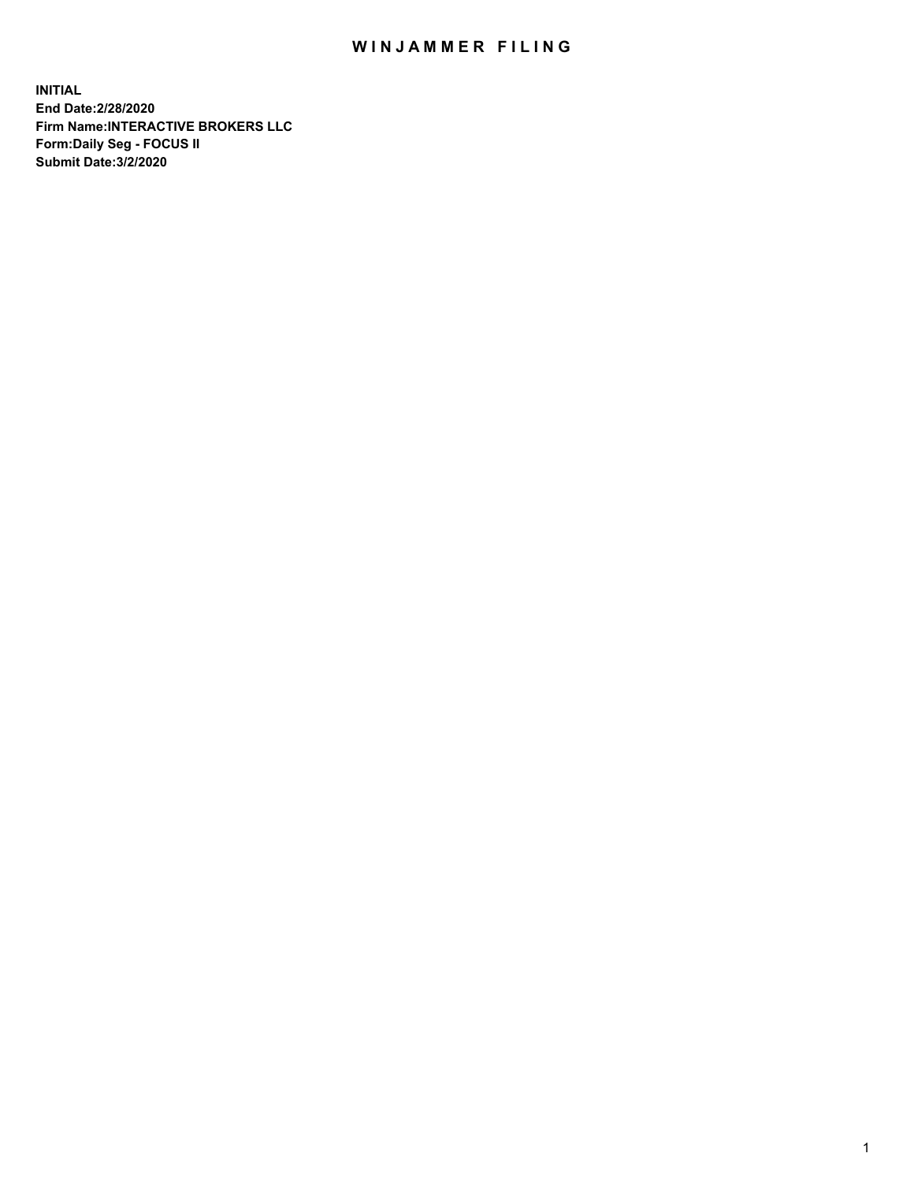# WINJAMMER FILING

**INITIAL**
**End Date:2/28/2020**
**Firm Name:INTERACTIVE BROKERS LLC**
**Form:Daily Seg - FOCUS II**
**Submit Date:3/2/2020**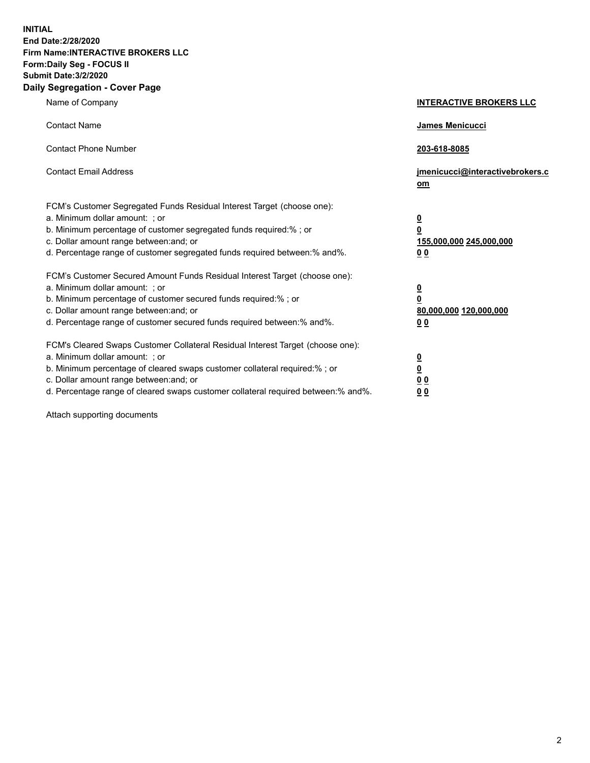**INITIAL**
**End Date:2/28/2020**
**Firm Name:INTERACTIVE BROKERS LLC**
**Form:Daily Seg - FOCUS II**
**Submit Date:3/2/2020**

## Daily Segregation - Cover Page

| | |
|---|---|
| Name of Company | **INTERACTIVE BROKERS LLC** |
| Contact Name | **James Menicucci** |
| Contact Phone Number | **203-618-8085** |
| Contact Email Address | **jmenicucci@interactivebrokers.com** |
| FCM's Customer Segregated Funds Residual Interest Target (choose one): | |
| a. Minimum dollar amount: ; or | **0** |
| b. Minimum percentage of customer segregated funds required:% ; or | **0** |
| c. Dollar amount range between:and; or | **155,000,000** **245,000,000** |
| d. Percentage range of customer segregated funds required between:% and%. | **0** **0** |
| FCM's Customer Secured Amount Funds Residual Interest Target (choose one): | |
| a. Minimum dollar amount: ; or | **0** |
| b. Minimum percentage of customer secured funds required:% ; or | **0** |
| c. Dollar amount range between:and; or | **80,000,000** **120,000,000** |
| d. Percentage range of customer secured funds required between:% and%. | **0** **0** |
| FCM's Cleared Swaps Customer Collateral Residual Interest Target (choose one): | |
| a. Minimum dollar amount: ; or | **0** |
| b. Minimum percentage of cleared swaps customer collateral required:% ; or | **0** |
| c. Dollar amount range between:and; or | **0** **0** |
| d. Percentage range of cleared swaps customer collateral required between:% and%. | **0** **0** |

Attach supporting documents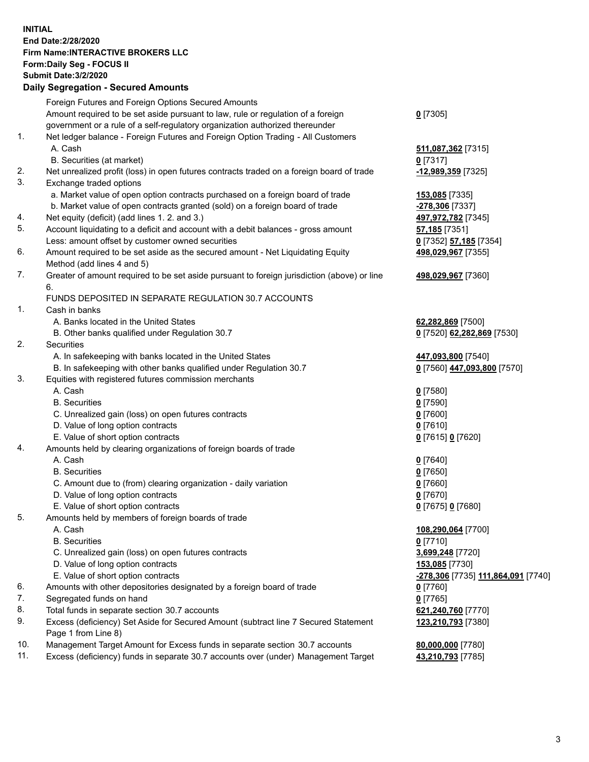**INITIAL**
**End Date:2/28/2020**
**Firm Name:INTERACTIVE BROKERS LLC**
**Form:Daily Seg - FOCUS II**
**Submit Date:3/2/2020**

**Daily Segregation - Secured Amounts**

| | | |
|---|---|---|
| | Foreign Futures and Foreign Options Secured Amounts | |
| | Amount required to be set aside pursuant to law, rule or regulation of a foreign government or a rule of a self-regulatory organization authorized thereunder | **0** [7305] |
| 1. | Net ledger balance - Foreign Futures and Foreign Option Trading - All Customers | |
| | A. Cash | **511,087,362** [7315] |
| | B. Securities (at market) | **0** [7317] |
| 2. | Net unrealized profit (loss) in open futures contracts traded on a foreign board of trade | **-12,989,359** [7325] |
| 3. | Exchange traded options | |
| | a. Market value of open option contracts purchased on a foreign board of trade | **153,085** [7335] |
| | b. Market value of open contracts granted (sold) on a foreign board of trade | **-278,306** [7337] |
| 4. | Net equity (deficit) (add lines 1. 2. and 3.) | **497,972,782** [7345] |
| 5. | Account liquidating to a deficit and account with a debit balances - gross amount | **57,185** [7351] |
| | Less: amount offset by customer owned securities | **0** [7352] **57,185** [7354] |
| 6. | Amount required to be set aside as the secured amount - Net Liquidating Equity Method (add lines 4 and 5) | **498,029,967** [7355] |
| 7. | Greater of amount required to be set aside pursuant to foreign jurisdiction (above) or line 6. | **498,029,967** [7360] |
| | FUNDS DEPOSITED IN SEPARATE REGULATION 30.7 ACCOUNTS | |
| 1. | Cash in banks | |
| | A. Banks located in the United States | **62,282,869** [7500] |
| | B. Other banks qualified under Regulation 30.7 | **0** [7520] **62,282,869** [7530] |
| 2. | Securities | |
| | A. In safekeeping with banks located in the United States | **447,093,800** [7540] |
| | B. In safekeeping with other banks qualified under Regulation 30.7 | **0** [7560] **447,093,800** [7570] |
| 3. | Equities with registered futures commission merchants | |
| | A. Cash | **0** [7580] |
| | B. Securities | **0** [7590] |
| | C. Unrealized gain (loss) on open futures contracts | **0** [7600] |
| | D. Value of long option contracts | **0** [7610] |
| | E. Value of short option contracts | **0** [7615] **0** [7620] |
| 4. | Amounts held by clearing organizations of foreign boards of trade | |
| | A. Cash | **0** [7640] |
| | B. Securities | **0** [7650] |
| | C. Amount due to (from) clearing organization - daily variation | **0** [7660] |
| | D. Value of long option contracts | **0** [7670] |
| | E. Value of short option contracts | **0** [7675] **0** [7680] |
| 5. | Amounts held by members of foreign boards of trade | |
| | A. Cash | **108,290,064** [7700] |
| | B. Securities | **0** [7710] |
| | C. Unrealized gain (loss) on open futures contracts | **3,699,248** [7720] |
| | D. Value of long option contracts | **153,085** [7730] |
| | E. Value of short option contracts | **-278,306** [7735] **111,864,091** [7740] |
| 6. | Amounts with other depositories designated by a foreign board of trade | **0** [7760] |
| 7. | Segregated funds on hand | **0** [7765] |
| 8. | Total funds in separate section 30.7 accounts | **621,240,760** [7770] |
| 9. | Excess (deficiency) Set Aside for Secured Amount (subtract line 7 Secured Statement Page 1 from Line 8) | **123,210,793** [7380] |
| 10. | Management Target Amount for Excess funds in separate section 30.7 accounts | **80,000,000** [7780] |
| 11. | Excess (deficiency) funds in separate 30.7 accounts over (under) Management Target | **43,210,793** [7785] |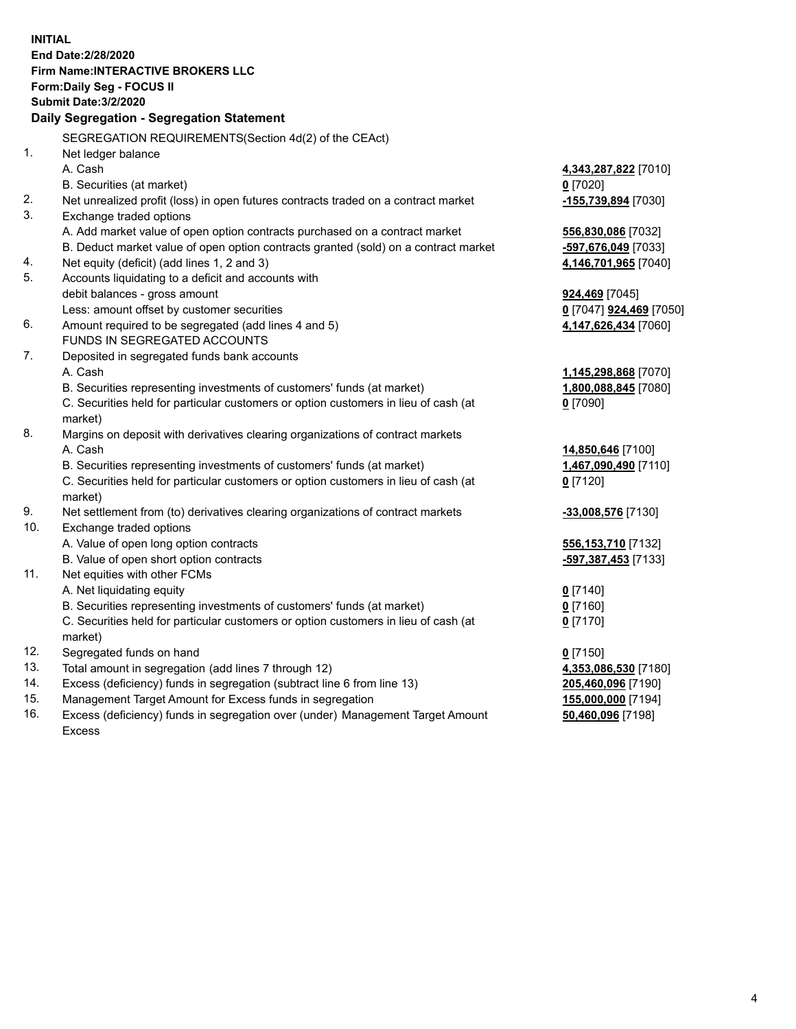**INITIAL**
**End Date:2/28/2020**
**Firm Name:INTERACTIVE BROKERS LLC**
**Form:Daily Seg - FOCUS II**
**Submit Date:3/2/2020**

## Daily Segregation - Segregation Statement

SEGREGATION REQUIREMENTS(Section 4d(2) of the CEAct)

| | | |
|---|---|---|
| 1. | Net ledger balance | |
| | A. Cash | **4,343,287,822** [7010] |
| | B. Securities (at market) | **0** [7020] |
| 2. | Net unrealized profit (loss) in open futures contracts traded on a contract market | **-155,739,894** [7030] |
| 3. | Exchange traded options | |
| | A. Add market value of open option contracts purchased on a contract market | **556,830,086** [7032] |
| | B. Deduct market value of open option contracts granted (sold) on a contract market | **-597,676,049** [7033] |
| 4. | Net equity (deficit) (add lines 1, 2 and 3) | **4,146,701,965** [7040] |
| 5. | Accounts liquidating to a deficit and accounts with | |
| | debit balances - gross amount | **924,469** [7045] |
| | Less: amount offset by customer securities | **0** [7047] **924,469** [7050] |
| 6. | Amount required to be segregated (add lines 4 and 5) | **4,147,626,434** [7060] |
| | FUNDS IN SEGREGATED ACCOUNTS | |
| 7. | Deposited in segregated funds bank accounts | |
| | A. Cash | **1,145,298,868** [7070] |
| | B. Securities representing investments of customers' funds (at market) | **1,800,088,845** [7080] |
| | C. Securities held for particular customers or option customers in lieu of cash (at market) | **0** [7090] |
| 8. | Margins on deposit with derivatives clearing organizations of contract markets | |
| | A. Cash | **14,850,646** [7100] |
| | B. Securities representing investments of customers' funds (at market) | **1,467,090,490** [7110] |
| | C. Securities held for particular customers or option customers in lieu of cash (at market) | **0** [7120] |
| 9. | Net settlement from (to) derivatives clearing organizations of contract markets | **-33,008,576** [7130] |
| 10. | Exchange traded options | |
| | A. Value of open long option contracts | **556,153,710** [7132] |
| | B. Value of open short option contracts | **-597,387,453** [7133] |
| 11. | Net equities with other FCMs | |
| | A. Net liquidating equity | **0** [7140] |
| | B. Securities representing investments of customers' funds (at market) | **0** [7160] |
| | C. Securities held for particular customers or option customers in lieu of cash (at market) | **0** [7170] |
| 12. | Segregated funds on hand | **0** [7150] |
| 13. | Total amount in segregation (add lines 7 through 12) | **4,353,086,530** [7180] |
| 14. | Excess (deficiency) funds in segregation (subtract line 6 from line 13) | **205,460,096** [7190] |
| 15. | Management Target Amount for Excess funds in segregation | **155,000,000** [7194] |
| 16. | Excess (deficiency) funds in segregation over (under) Management Target Amount Excess | **50,460,096** [7198] |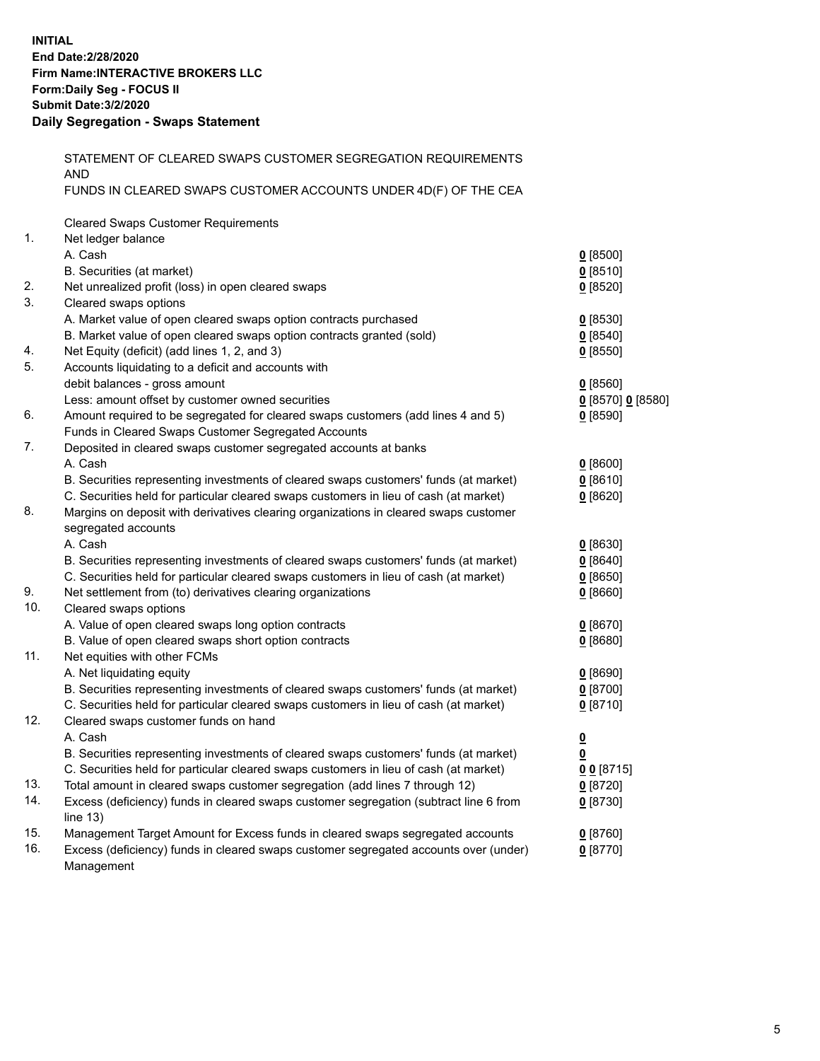**INITIAL**
**End Date:2/28/2020**
**Firm Name:INTERACTIVE BROKERS LLC**
**Form:Daily Seg - FOCUS II**
**Submit Date:3/2/2020**
**Daily Segregation - Swaps Statement**

STATEMENT OF CLEARED SWAPS CUSTOMER SEGREGATION REQUIREMENTS AND FUNDS IN CLEARED SWAPS CUSTOMER ACCOUNTS UNDER 4D(F) OF THE CEA

| | | |
|---|---|---|
| | Cleared Swaps Customer Requirements | |
| 1. | Net ledger balance | |
| | A. Cash | 0 [8500] |
| | B. Securities (at market) | 0 [8510] |
| 2. | Net unrealized profit (loss) in open cleared swaps | 0 [8520] |
| 3. | Cleared swaps options | |
| | A. Market value of open cleared swaps option contracts purchased | 0 [8530] |
| | B. Market value of open cleared swaps option contracts granted (sold) | 0 [8540] |
| 4. | Net Equity (deficit) (add lines 1, 2, and 3) | 0 [8550] |
| 5. | Accounts liquidating to a deficit and accounts with | |
| | debit balances - gross amount | 0 [8560] |
| | Less: amount offset by customer owned securities | 0 [8570] 0 [8580] |
| 6. | Amount required to be segregated for cleared swaps customers (add lines 4 and 5) | 0 [8590] |
| | Funds in Cleared Swaps Customer Segregated Accounts | |
| 7. | Deposited in cleared swaps customer segregated accounts at banks | |
| | A. Cash | 0 [8600] |
| | B. Securities representing investments of cleared swaps customers' funds (at market) | 0 [8610] |
| | C. Securities held for particular cleared swaps customers in lieu of cash (at market) | 0 [8620] |
| 8. | Margins on deposit with derivatives clearing organizations in cleared swaps customer segregated accounts | |
| | A. Cash | 0 [8630] |
| | B. Securities representing investments of cleared swaps customers' funds (at market) | 0 [8640] |
| | C. Securities held for particular cleared swaps customers in lieu of cash (at market) | 0 [8650] |
| 9. | Net settlement from (to) derivatives clearing organizations | 0 [8660] |
| 10. | Cleared swaps options | |
| | A. Value of open cleared swaps long option contracts | 0 [8670] |
| | B. Value of open cleared swaps short option contracts | 0 [8680] |
| 11. | Net equities with other FCMs | |
| | A. Net liquidating equity | 0 [8690] |
| | B. Securities representing investments of cleared swaps customers' funds (at market) | 0 [8700] |
| | C. Securities held for particular cleared swaps customers in lieu of cash (at market) | 0 [8710] |
| 12. | Cleared swaps customer funds on hand | |
| | A. Cash | 0 |
| | B. Securities representing investments of cleared swaps customers' funds (at market) | 0 |
| | C. Securities held for particular cleared swaps customers in lieu of cash (at market) | 0 0 [8715] |
| 13. | Total amount in cleared swaps customer segregation (add lines 7 through 12) | 0 [8720] |
| 14. | Excess (deficiency) funds in cleared swaps customer segregation (subtract line 6 from line 13) | 0 [8730] |
| 15. | Management Target Amount for Excess funds in cleared swaps segregated accounts | 0 [8760] |
| 16. | Excess (deficiency) funds in cleared swaps customer segregated accounts over (under) Management | 0 [8770] |